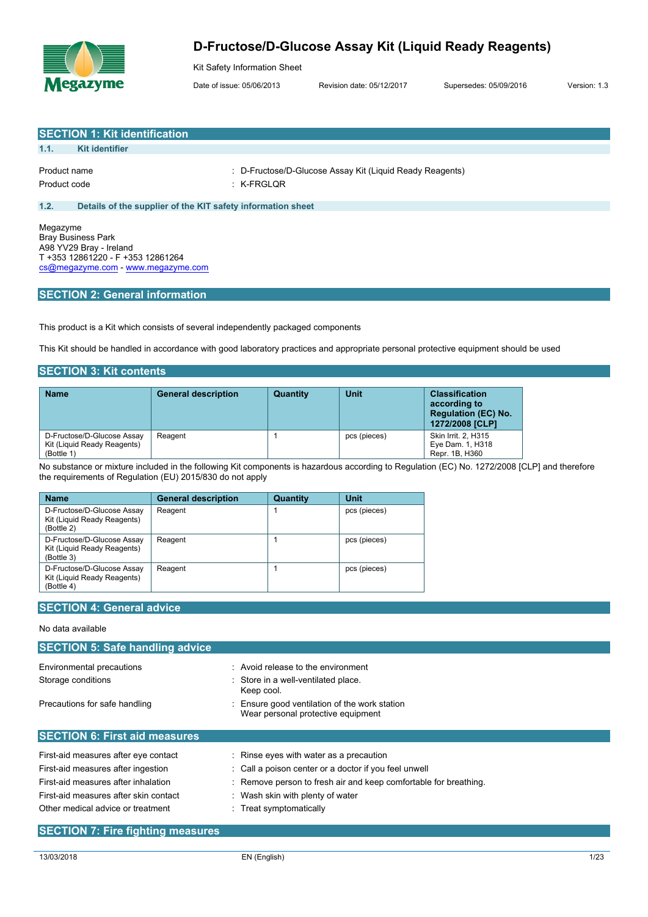# D-Fructose/D-Glucose Assay Kit (Liquid Ready Reagents)

Kit Safety Information Sheet

Date of issue: 05/06/2013 Revision date: 05/12/2017 Supersedes: 05/09/2016 Version: 1.3

## SECTION 1: Kit identification

### 1.1. Kit identifier

Product name : D-Fructose/D-Glucose Assay Kit (Liquid Ready Reagents)

Product code : K-FRGLQR

### 1.2. Details of the supplier of the KIT safety information sheet

Megazyme
Bray Business Park
A98 YV29 Bray - Ireland
T +353 12861220 - F +353 12861264
cs@megazyme.com - www.megazyme.com

## SECTION 2: General information

This product is a Kit which consists of several independently packaged components

This Kit should be handled in accordance with good laboratory practices and appropriate personal protective equipment should be used

## SECTION 3: Kit contents

| Name | General description | Quantity | Unit | Classification according to Regulation (EC) No. 1272/2008 [CLP] |
|---|---|---|---|---|
| D-Fructose/D-Glucose Assay Kit (Liquid Ready Reagents) (Bottle 1) | Reagent | 1 | pcs (pieces) | Skin Irrit. 2, H315<br>Eye Dam. 1, H318<br>Repr. 1B, H360 |

No substance or mixture included in the following Kit components is hazardous according to Regulation (EC) No. 1272/2008 [CLP] and therefore the requirements of Regulation (EU) 2015/830 do not apply

| Name | General description | Quantity | Unit |
|---|---|---|---|
| D-Fructose/D-Glucose Assay Kit (Liquid Ready Reagents) (Bottle 2) | Reagent | 1 | pcs (pieces) |
| D-Fructose/D-Glucose Assay Kit (Liquid Ready Reagents) (Bottle 3) | Reagent | 1 | pcs (pieces) |
| D-Fructose/D-Glucose Assay Kit (Liquid Ready Reagents) (Bottle 4) | Reagent | 1 | pcs (pieces) |

## SECTION 4: General advice

No data available

## SECTION 5: Safe handling advice

Environmental precautions : Avoid release to the environment

Storage conditions : Store in a well-ventilated place. Keep cool.

Precautions for safe handling : Ensure good ventilation of the work station. Wear personal protective equipment

## SECTION 6: First aid measures

First-aid measures after eye contact : Rinse eyes with water as a precaution

First-aid measures after ingestion : Call a poison center or a doctor if you feel unwell

First-aid measures after inhalation : Remove person to fresh air and keep comfortable for breathing.

First-aid measures after skin contact : Wash skin with plenty of water

Other medical advice or treatment : Treat symptomatically

## SECTION 7: Fire fighting measures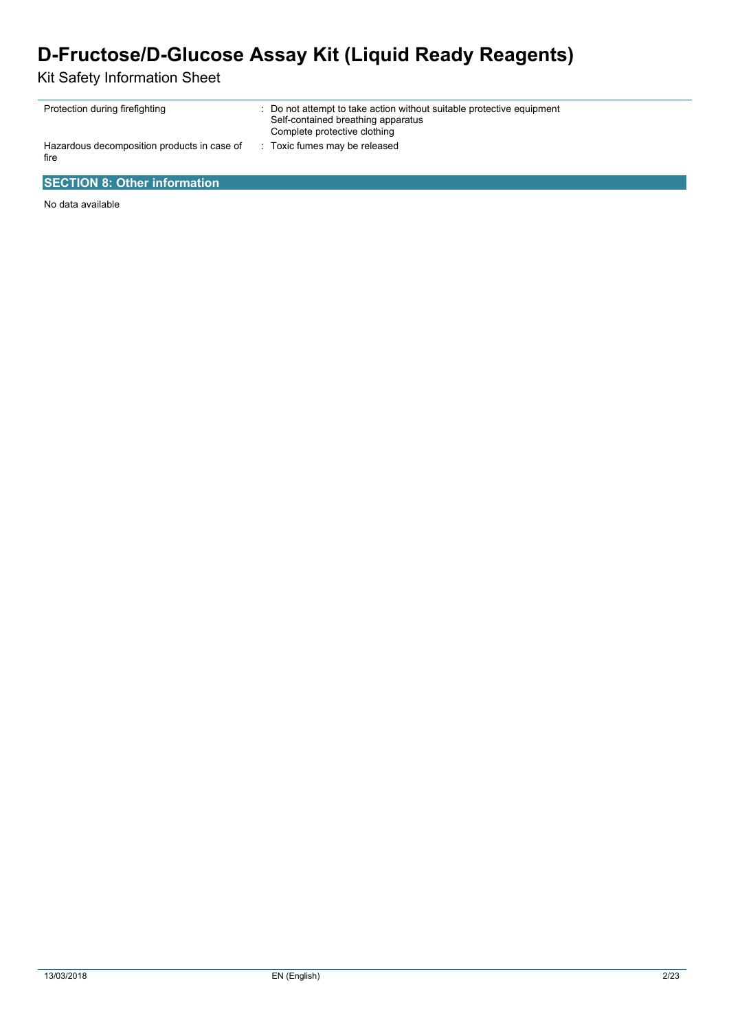| | |
|---|---|
| Protection during firefighting | : Do not attempt to take action without suitable protective equipment<br>Self-contained breathing apparatus<br>Complete protective clothing |
| Hazardous decomposition products in case of fire | : Toxic fumes may be released |

## SECTION 8: Other information

No data available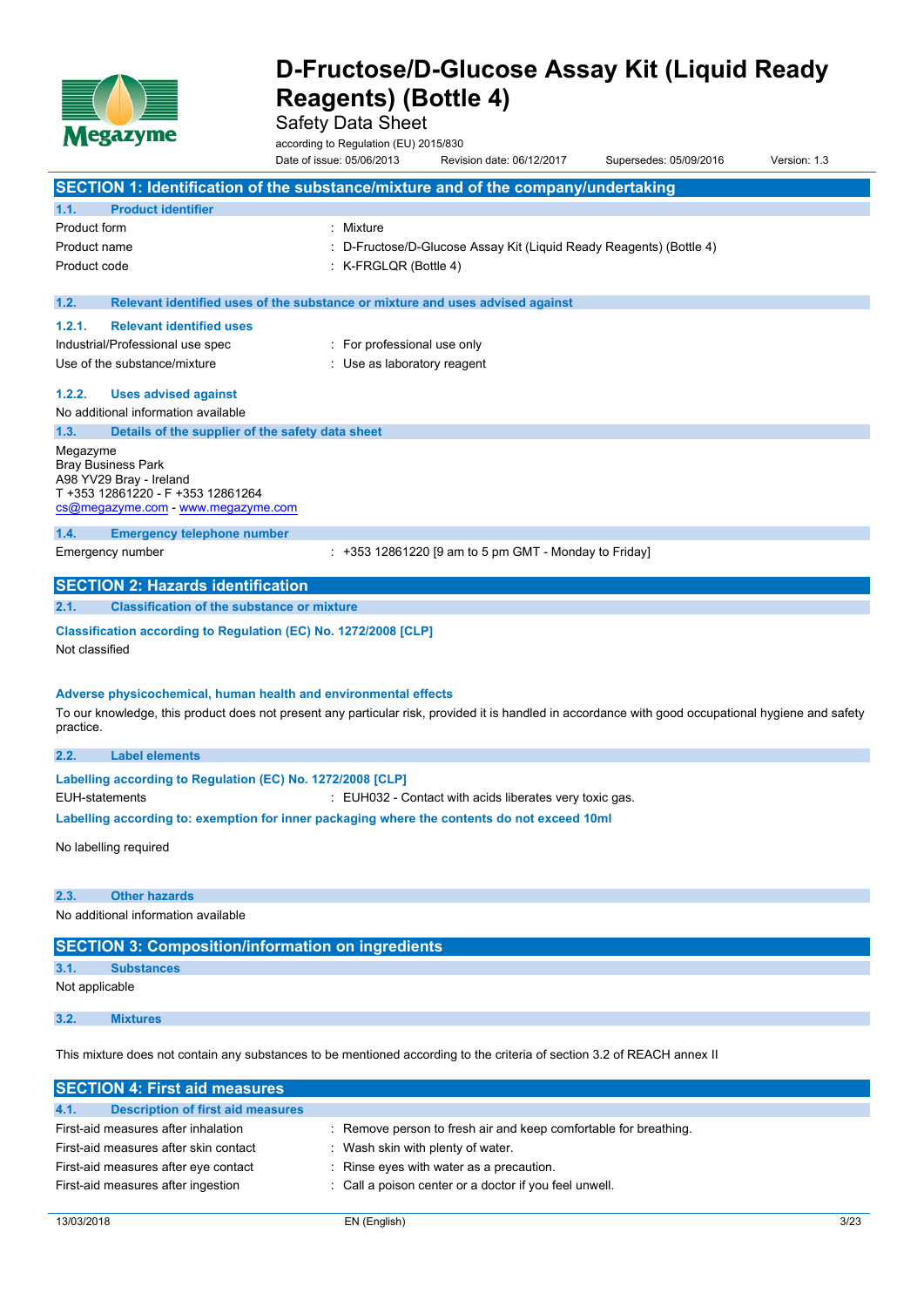# D-Fructose/D-Glucose Assay Kit (Liquid Ready Reagents) (Bottle 4)

Safety Data Sheet

according to Regulation (EU) 2015/830

Date of issue: 05/06/2013 | Revision date: 06/12/2017 | Supersedes: 05/09/2016 | Version: 1.3

## SECTION 1: Identification of the substance/mixture and of the company/undertaking

### 1.1. Product identifier

| | |
|---|---|
| Product form | : Mixture |
| Product name | : D-Fructose/D-Glucose Assay Kit (Liquid Ready Reagents) (Bottle 4) |
| Product code | : K-FRGLQR (Bottle 4) |

### 1.2. Relevant identified uses of the substance or mixture and uses advised against

#### 1.2.1. Relevant identified uses

| | |
|---|---|
| Industrial/Professional use spec | : For professional use only |
| Use of the substance/mixture | : Use as laboratory reagent |

#### 1.2.2. Uses advised against

No additional information available

### 1.3. Details of the supplier of the safety data sheet

Megazyme
Bray Business Park
A98 YV29 Bray - Ireland
T +353 12861220 - F +353 12861264
cs@megazyme.com - www.megazyme.com

### 1.4. Emergency telephone number

| | |
|---|---|
| Emergency number | : +353 12861220 [9 am to 5 pm GMT - Monday to Friday] |

## SECTION 2: Hazards identification

### 2.1. Classification of the substance or mixture

**Classification according to Regulation (EC) No. 1272/2008 [CLP]**

Not classified

**Adverse physicochemical, human health and environmental effects**

To our knowledge, this product does not present any particular risk, provided it is handled in accordance with good occupational hygiene and safety practice.

### 2.2. Label elements

**Labelling according to Regulation (EC) No. 1272/2008 [CLP]**

| | |
|---|---|
| EUH-statements | : EUH032 - Contact with acids liberates very toxic gas. |

**Labelling according to: exemption for inner packaging where the contents do not exceed 10ml**

No labelling required

### 2.3. Other hazards

No additional information available

## SECTION 3: Composition/information on ingredients

### 3.1. Substances

Not applicable

### 3.2. Mixtures

This mixture does not contain any substances to be mentioned according to the criteria of section 3.2 of REACH annex II

## SECTION 4: First aid measures

### 4.1. Description of first aid measures

| | |
|---|---|
| First-aid measures after inhalation | : Remove person to fresh air and keep comfortable for breathing. |
| First-aid measures after skin contact | : Wash skin with plenty of water. |
| First-aid measures after eye contact | : Rinse eyes with water as a precaution. |
| First-aid measures after ingestion | : Call a poison center or a doctor if you feel unwell. |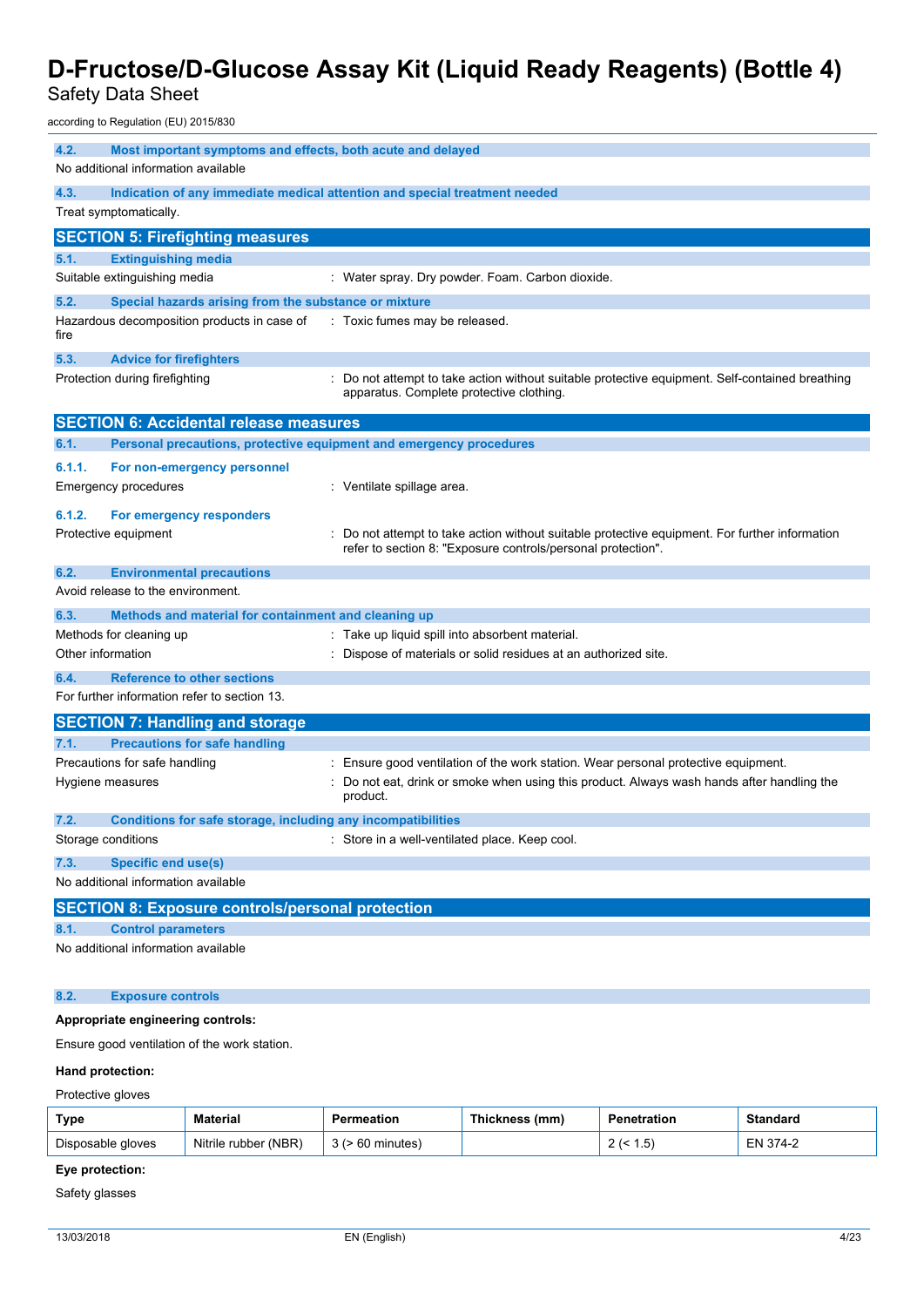### 4.2. Most important symptoms and effects, both acute and delayed

No additional information available

### 4.3. Indication of any immediate medical attention and special treatment needed

Treat symptomatically.

## SECTION 5: Firefighting measures

### 5.1. Extinguishing media

Suitable extinguishing media : Water spray. Dry powder. Foam. Carbon dioxide.

### 5.2. Special hazards arising from the substance or mixture

Hazardous decomposition products in case of fire : Toxic fumes may be released.

### 5.3. Advice for firefighters

Protection during firefighting : Do not attempt to take action without suitable protective equipment. Self-contained breathing apparatus. Complete protective clothing.

## SECTION 6: Accidental release measures

### 6.1. Personal precautions, protective equipment and emergency procedures

#### 6.1.1. For non-emergency personnel

Emergency procedures : Ventilate spillage area.

#### 6.1.2. For emergency responders

Protective equipment : Do not attempt to take action without suitable protective equipment. For further information refer to section 8: "Exposure controls/personal protection".

### 6.2. Environmental precautions

Avoid release to the environment.

### 6.3. Methods and material for containment and cleaning up

Methods for cleaning up : Take up liquid spill into absorbent material.

Other information : Dispose of materials or solid residues at an authorized site.

### 6.4. Reference to other sections

For further information refer to section 13.

## SECTION 7: Handling and storage

### 7.1. Precautions for safe handling

Precautions for safe handling : Ensure good ventilation of the work station. Wear personal protective equipment.

Hygiene measures : Do not eat, drink or smoke when using this product. Always wash hands after handling the product.

### 7.2. Conditions for safe storage, including any incompatibilities

Storage conditions : Store in a well-ventilated place. Keep cool.

### 7.3. Specific end use(s)

No additional information available

## SECTION 8: Exposure controls/personal protection

### 8.1. Control parameters

No additional information available

### 8.2. Exposure controls

**Appropriate engineering controls:**

Ensure good ventilation of the work station.

**Hand protection:**

Protective gloves

| Type | Material | Permeation | Thickness (mm) | Penetration | Standard |
|---|---|---|---|---|---|
| Disposable gloves | Nitrile rubber (NBR) | 3 (> 60 minutes) | | 2 (< 1.5) | EN 374-2 |

**Eye protection:**

Safety glasses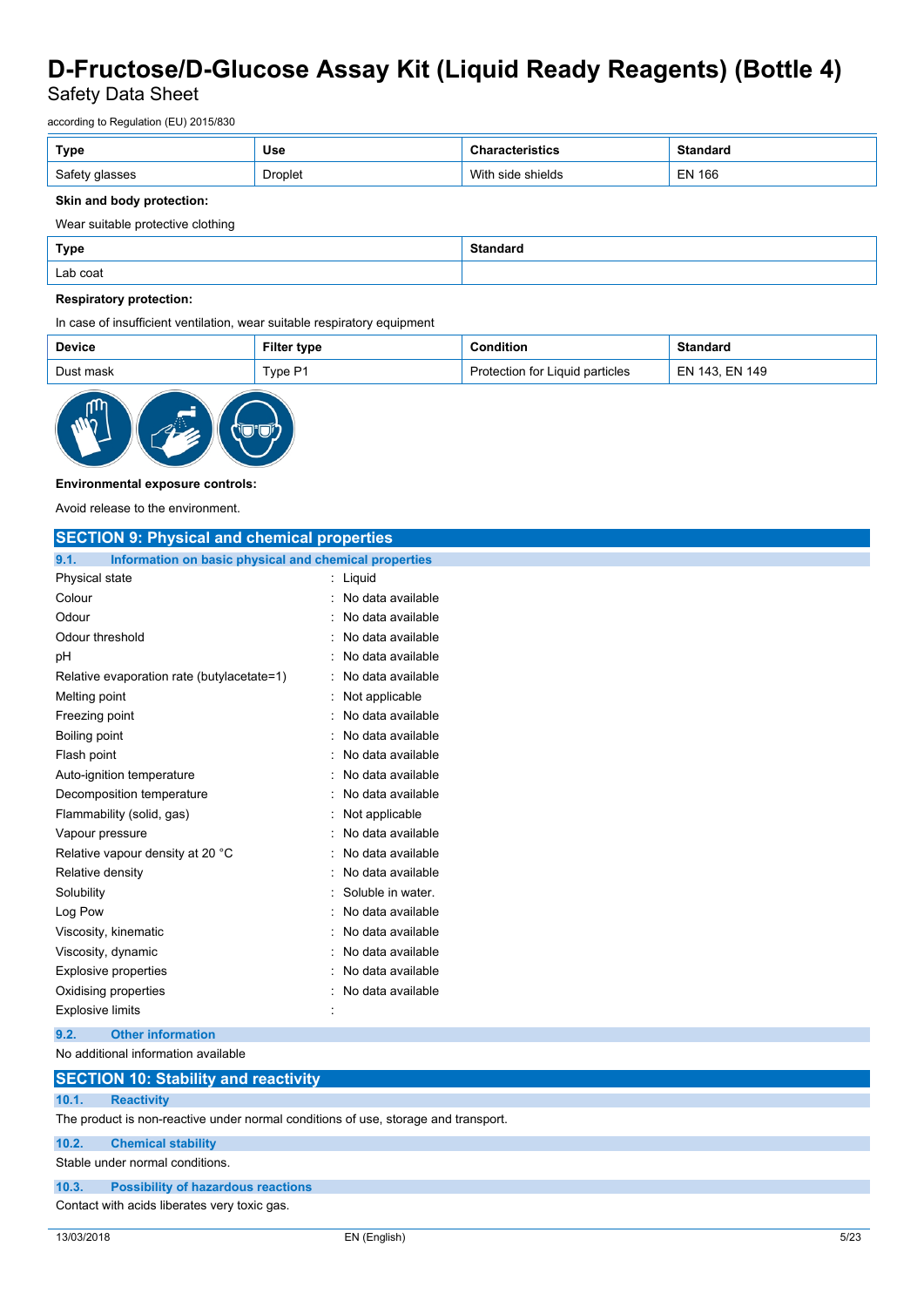| Type | Use | Characteristics | Standard |
|---|---|---|---|
| Safety glasses | Droplet | With side shields | EN 166 |

**Skin and body protection:**

Wear suitable protective clothing

| Type | Standard |
|---|---|
| Lab coat | |

**Respiratory protection:**

In case of insufficient ventilation, wear suitable respiratory equipment

| Device | Filter type | Condition | Standard |
|---|---|---|---|
| Dust mask | Type P1 | Protection for Liquid particles | EN 143, EN 149 |

**Environmental exposure controls:**

Avoid release to the environment.

## SECTION 9: Physical and chemical properties

### 9.1. Information on basic physical and chemical properties

| | |
|---|---|
| Physical state | : Liquid |
| Colour | : No data available |
| Odour | : No data available |
| Odour threshold | : No data available |
| pH | : No data available |
| Relative evaporation rate (butylacetate=1) | : No data available |
| Melting point | : Not applicable |
| Freezing point | : No data available |
| Boiling point | : No data available |
| Flash point | : No data available |
| Auto-ignition temperature | : No data available |
| Decomposition temperature | : No data available |
| Flammability (solid, gas) | : Not applicable |
| Vapour pressure | : No data available |
| Relative vapour density at 20 °C | : No data available |
| Relative density | : No data available |
| Solubility | : Soluble in water. |
| Log Pow | : No data available |
| Viscosity, kinematic | : No data available |
| Viscosity, dynamic | : No data available |
| Explosive properties | : No data available |
| Oxidising properties | : No data available |
| Explosive limits | : |

### 9.2. Other information

No additional information available

## SECTION 10: Stability and reactivity

### 10.1. Reactivity

The product is non-reactive under normal conditions of use, storage and transport.

### 10.2. Chemical stability

Stable under normal conditions.

### 10.3. Possibility of hazardous reactions

Contact with acids liberates very toxic gas.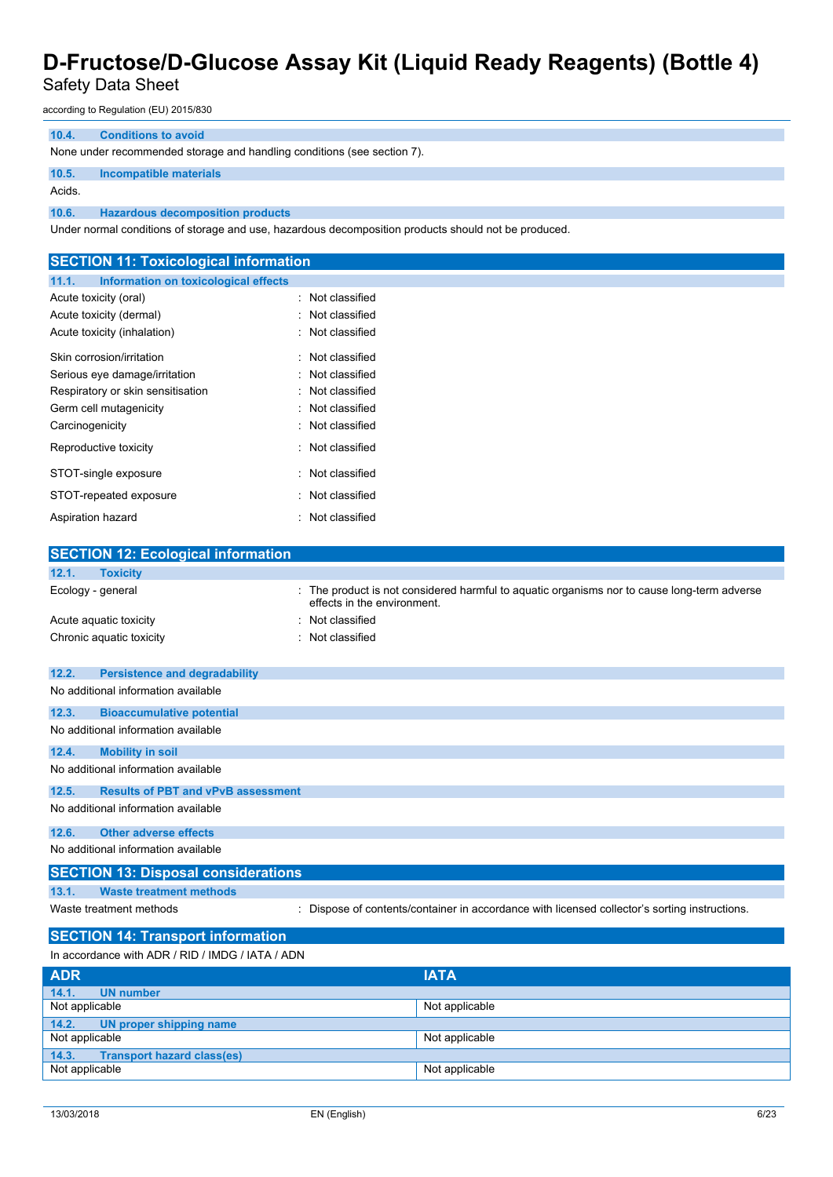### 10.4. Conditions to avoid

None under recommended storage and handling conditions (see section 7).

### 10.5. Incompatible materials

Acids.

### 10.6. Hazardous decomposition products

Under normal conditions of storage and use, hazardous decomposition products should not be produced.

## SECTION 11: Toxicological information

### 11.1. Information on toxicological effects

| | |
|---|---|
| Acute toxicity (oral) | : Not classified |
| Acute toxicity (dermal) | : Not classified |
| Acute toxicity (inhalation) | : Not classified |
| Skin corrosion/irritation | : Not classified |
| Serious eye damage/irritation | : Not classified |
| Respiratory or skin sensitisation | : Not classified |
| Germ cell mutagenicity | : Not classified |
| Carcinogenicity | : Not classified |
| Reproductive toxicity | : Not classified |
| STOT-single exposure | : Not classified |
| STOT-repeated exposure | : Not classified |
| Aspiration hazard | : Not classified |

## SECTION 12: Ecological information

### 12.1. Toxicity

| | |
|---|---|
| Ecology - general | : The product is not considered harmful to aquatic organisms nor to cause long-term adverse effects in the environment. |
| Acute aquatic toxicity | : Not classified |
| Chronic aquatic toxicity | : Not classified |

### 12.2. Persistence and degradability

No additional information available

### 12.3. Bioaccumulative potential

No additional information available

### 12.4. Mobility in soil

No additional information available

### 12.5. Results of PBT and vPvB assessment

No additional information available

### 12.6. Other adverse effects

No additional information available

## SECTION 13: Disposal considerations

### 13.1. Waste treatment methods

| | |
|---|---|
| Waste treatment methods | : Dispose of contents/container in accordance with licensed collector's sorting instructions. |

## SECTION 14: Transport information

In accordance with ADR / RID / IMDG / IATA / ADN

| ADR | IATA |
|---|---|
| **14.1. UN number** | |
| Not applicable | Not applicable |
| **14.2. UN proper shipping name** | |
| Not applicable | Not applicable |
| **14.3. Transport hazard class(es)** | |
| Not applicable | Not applicable |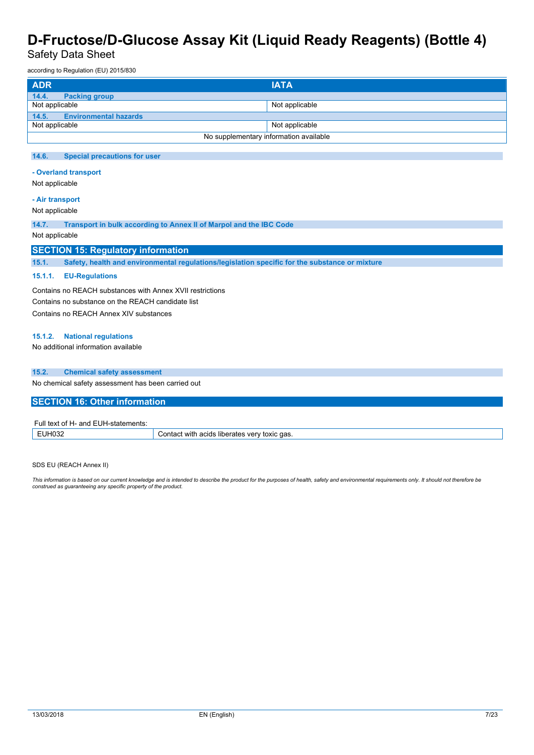| ADR | IATA |
|---|---|
| **14.4. Packing group** | |
| Not applicable | Not applicable |
| **14.5. Environmental hazards** | |
| Not applicable | Not applicable |
| No supplementary information available | |

### 14.6. Special precautions for user

**- Overland transport**

Not applicable

**- Air transport**

Not applicable

### 14.7. Transport in bulk according to Annex II of Marpol and the IBC Code

Not applicable

## SECTION 15: Regulatory information

### 15.1. Safety, health and environmental regulations/legislation specific for the substance or mixture

#### 15.1.1. EU-Regulations

Contains no REACH substances with Annex XVII restrictions

Contains no substance on the REACH candidate list

Contains no REACH Annex XIV substances

#### 15.1.2. National regulations

No additional information available

### 15.2. Chemical safety assessment

No chemical safety assessment has been carried out

## SECTION 16: Other information

Full text of H- and EUH-statements:

| | |
|---|---|
| EUH032 | Contact with acids liberates very toxic gas. |

SDS EU (REACH Annex II)

*This information is based on our current knowledge and is intended to describe the product for the purposes of health, safety and environmental requirements only. It should not therefore be construed as guaranteeing any specific property of the product.*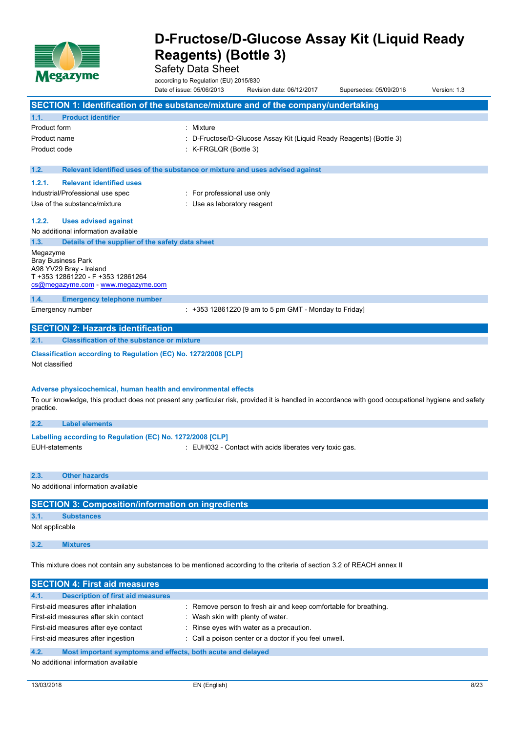# D-Fructose/D-Glucose Assay Kit (Liquid Ready Reagents) (Bottle 3)

Safety Data Sheet

according to Regulation (EU) 2015/830

Date of issue: 05/06/2013 Revision date: 06/12/2017 Supersedes: 05/09/2016 Version: 1.3

## SECTION 1: Identification of the substance/mixture and of the company/undertaking

### 1.1. Product identifier

| | |
|---|---|
| Product form | : Mixture |
| Product name | : D-Fructose/D-Glucose Assay Kit (Liquid Ready Reagents) (Bottle 3) |
| Product code | : K-FRGLQR (Bottle 3) |

### 1.2. Relevant identified uses of the substance or mixture and uses advised against

#### 1.2.1. Relevant identified uses

| | |
|---|---|
| Industrial/Professional use spec | : For professional use only |
| Use of the substance/mixture | : Use as laboratory reagent |

#### 1.2.2. Uses advised against

No additional information available

### 1.3. Details of the supplier of the safety data sheet

Megazyme
Bray Business Park
A98 YV29 Bray - Ireland
T +353 12861220 - F +353 12861264
cs@megazyme.com - www.megazyme.com

### 1.4. Emergency telephone number

| | |
|---|---|
| Emergency number | : +353 12861220 [9 am to 5 pm GMT - Monday to Friday] |

## SECTION 2: Hazards identification

### 2.1. Classification of the substance or mixture

**Classification according to Regulation (EC) No. 1272/2008 [CLP]**

Not classified

**Adverse physicochemical, human health and environmental effects**

To our knowledge, this product does not present any particular risk, provided it is handled in accordance with good occupational hygiene and safety practice.

### 2.2. Label elements

**Labelling according to Regulation (EC) No. 1272/2008 [CLP]**

| | |
|---|---|
| EUH-statements | : EUH032 - Contact with acids liberates very toxic gas. |

### 2.3. Other hazards

No additional information available

## SECTION 3: Composition/information on ingredients

### 3.1. Substances

Not applicable

### 3.2. Mixtures

This mixture does not contain any substances to be mentioned according to the criteria of section 3.2 of REACH annex II

## SECTION 4: First aid measures

### 4.1. Description of first aid measures

| | |
|---|---|
| First-aid measures after inhalation | : Remove person to fresh air and keep comfortable for breathing. |
| First-aid measures after skin contact | : Wash skin with plenty of water. |
| First-aid measures after eye contact | : Rinse eyes with water as a precaution. |
| First-aid measures after ingestion | : Call a poison center or a doctor if you feel unwell. |

### 4.2. Most important symptoms and effects, both acute and delayed

No additional information available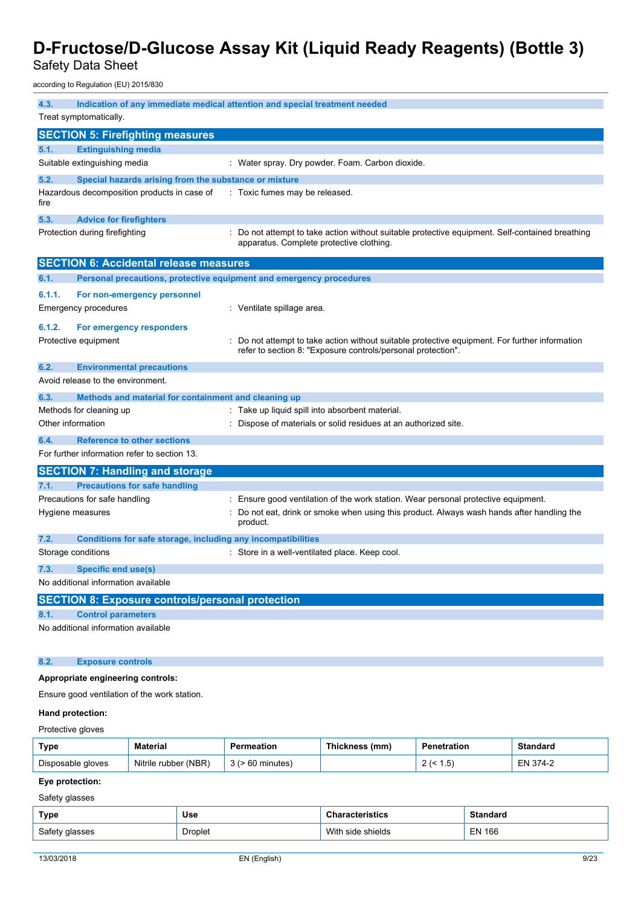### 4.3. Indication of any immediate medical attention and special treatment needed

Treat symptomatically.

## SECTION 5: Firefighting measures

### 5.1. Extinguishing media

Suitable extinguishing media : Water spray. Dry powder. Foam. Carbon dioxide.

### 5.2. Special hazards arising from the substance or mixture

Hazardous decomposition products in case of fire : Toxic fumes may be released.

### 5.3. Advice for firefighters

Protection during firefighting : Do not attempt to take action without suitable protective equipment. Self-contained breathing apparatus. Complete protective clothing.

## SECTION 6: Accidental release measures

### 6.1. Personal precautions, protective equipment and emergency procedures

#### 6.1.1. For non-emergency personnel

Emergency procedures : Ventilate spillage area.

#### 6.1.2. For emergency responders

Protective equipment : Do not attempt to take action without suitable protective equipment. For further information refer to section 8: "Exposure controls/personal protection".

### 6.2. Environmental precautions

Avoid release to the environment.

### 6.3. Methods and material for containment and cleaning up

Methods for cleaning up : Take up liquid spill into absorbent material.

Other information : Dispose of materials or solid residues at an authorized site.

### 6.4. Reference to other sections

For further information refer to section 13.

## SECTION 7: Handling and storage

### 7.1. Precautions for safe handling

Precautions for safe handling : Ensure good ventilation of the work station. Wear personal protective equipment.

Hygiene measures : Do not eat, drink or smoke when using this product. Always wash hands after handling the product.

### 7.2. Conditions for safe storage, including any incompatibilities

Storage conditions : Store in a well-ventilated place. Keep cool.

### 7.3. Specific end use(s)

No additional information available

## SECTION 8: Exposure controls/personal protection

### 8.1. Control parameters

No additional information available

### 8.2. Exposure controls

**Appropriate engineering controls:**

Ensure good ventilation of the work station.

**Hand protection:**

Protective gloves

| Type | Material | Permeation | Thickness (mm) | Penetration | Standard |
|---|---|---|---|---|---|
| Disposable gloves | Nitrile rubber (NBR) | 3 (> 60 minutes) | | 2 (< 1.5) | EN 374-2 |

**Eye protection:**

Safety glasses

| Type | Use | Characteristics | Standard |
|---|---|---|---|
| Safety glasses | Droplet | With side shields | EN 166 |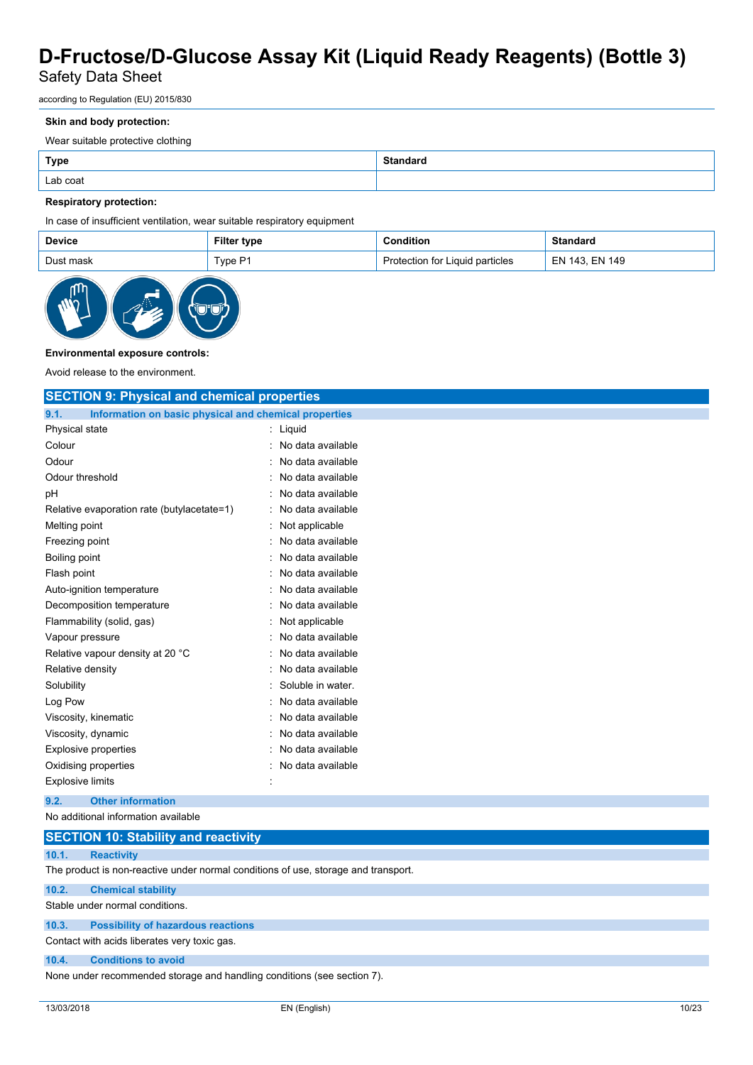**Skin and body protection:**

Wear suitable protective clothing

| Type | Standard |
| --- | --- |
| Lab coat | |

**Respiratory protection:**

In case of insufficient ventilation, wear suitable respiratory equipment

| Device | Filter type | Condition | Standard |
| --- | --- | --- | --- |
| Dust mask | Type P1 | Protection for Liquid particles | EN 143, EN 149 |

**Environmental exposure controls:**

Avoid release to the environment.

## SECTION 9: Physical and chemical properties

### 9.1. Information on basic physical and chemical properties

| | |
| --- | --- |
| Physical state | : Liquid |
| Colour | : No data available |
| Odour | : No data available |
| Odour threshold | : No data available |
| pH | : No data available |
| Relative evaporation rate (butylacetate=1) | : No data available |
| Melting point | : Not applicable |
| Freezing point | : No data available |
| Boiling point | : No data available |
| Flash point | : No data available |
| Auto-ignition temperature | : No data available |
| Decomposition temperature | : No data available |
| Flammability (solid, gas) | : Not applicable |
| Vapour pressure | : No data available |
| Relative vapour density at 20 °C | : No data available |
| Relative density | : No data available |
| Solubility | : Soluble in water. |
| Log Pow | : No data available |
| Viscosity, kinematic | : No data available |
| Viscosity, dynamic | : No data available |
| Explosive properties | : No data available |
| Oxidising properties | : No data available |
| Explosive limits | : |

### 9.2. Other information

No additional information available

## SECTION 10: Stability and reactivity

### 10.1. Reactivity

The product is non-reactive under normal conditions of use, storage and transport.

### 10.2. Chemical stability

Stable under normal conditions.

### 10.3. Possibility of hazardous reactions

Contact with acids liberates very toxic gas.

### 10.4. Conditions to avoid

None under recommended storage and handling conditions (see section 7).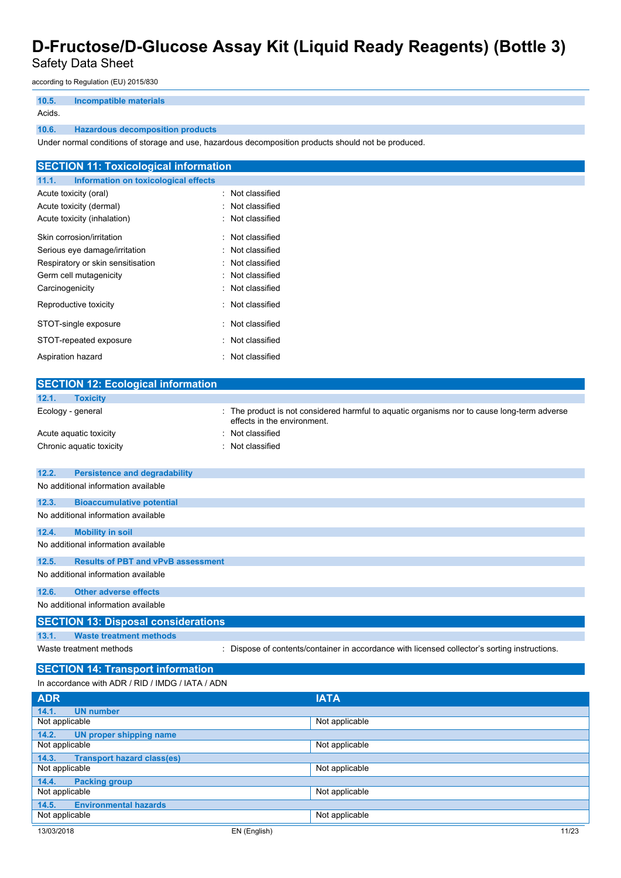#### 10.5. Incompatible materials

Acids.

#### 10.6. Hazardous decomposition products

Under normal conditions of storage and use, hazardous decomposition products should not be produced.

## SECTION 11: Toxicological information

### 11.1. Information on toxicological effects

| | |
|---|---|
| Acute toxicity (oral) | : Not classified |
| Acute toxicity (dermal) | : Not classified |
| Acute toxicity (inhalation) | : Not classified |
| Skin corrosion/irritation | : Not classified |
| Serious eye damage/irritation | : Not classified |
| Respiratory or skin sensitisation | : Not classified |
| Germ cell mutagenicity | : Not classified |
| Carcinogenicity | : Not classified |
| Reproductive toxicity | : Not classified |
| STOT-single exposure | : Not classified |
| STOT-repeated exposure | : Not classified |
| Aspiration hazard | : Not classified |

## SECTION 12: Ecological information

### 12.1. Toxicity

| | |
|---|---|
| Ecology - general | : The product is not considered harmful to aquatic organisms nor to cause long-term adverse effects in the environment. |
| Acute aquatic toxicity | : Not classified |
| Chronic aquatic toxicity | : Not classified |

### 12.2. Persistence and degradability

No additional information available

### 12.3. Bioaccumulative potential

No additional information available

### 12.4. Mobility in soil

No additional information available

### 12.5. Results of PBT and vPvB assessment

No additional information available

### 12.6. Other adverse effects

No additional information available

## SECTION 13: Disposal considerations

### 13.1. Waste treatment methods

| | |
|---|---|
| Waste treatment methods | : Dispose of contents/container in accordance with licensed collector's sorting instructions. |

## SECTION 14: Transport information

In accordance with ADR / RID / IMDG / IATA / ADN

| ADR | IATA |
|---|---|
| **14.1. UN number** | |
| Not applicable | Not applicable |
| **14.2. UN proper shipping name** | |
| Not applicable | Not applicable |
| **14.3. Transport hazard class(es)** | |
| Not applicable | Not applicable |
| **14.4. Packing group** | |
| Not applicable | Not applicable |
| **14.5. Environmental hazards** | |
| Not applicable | Not applicable |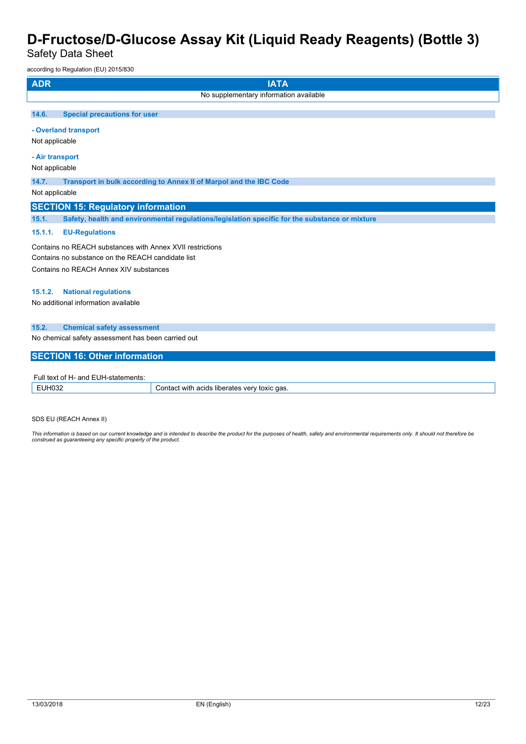| ADR | IATA |
|---|---|
| No supplementary information available | |

### 14.6. Special precautions for user

**- Overland transport**

Not applicable

**- Air transport**

Not applicable

### 14.7. Transport in bulk according to Annex II of Marpol and the IBC Code

Not applicable

## SECTION 15: Regulatory information

### 15.1. Safety, health and environmental regulations/legislation specific for the substance or mixture

#### 15.1.1. EU-Regulations

Contains no REACH substances with Annex XVII restrictions

Contains no substance on the REACH candidate list

Contains no REACH Annex XIV substances

#### 15.1.2. National regulations

No additional information available

### 15.2. Chemical safety assessment

No chemical safety assessment has been carried out

## SECTION 16: Other information

Full text of H- and EUH-statements:

| | |
|---|---|
| EUH032 | Contact with acids liberates very toxic gas. |

SDS EU (REACH Annex II)

*This information is based on our current knowledge and is intended to describe the product for the purposes of health, safety and environmental requirements only. It should not therefore be construed as guaranteeing any specific property of the product.*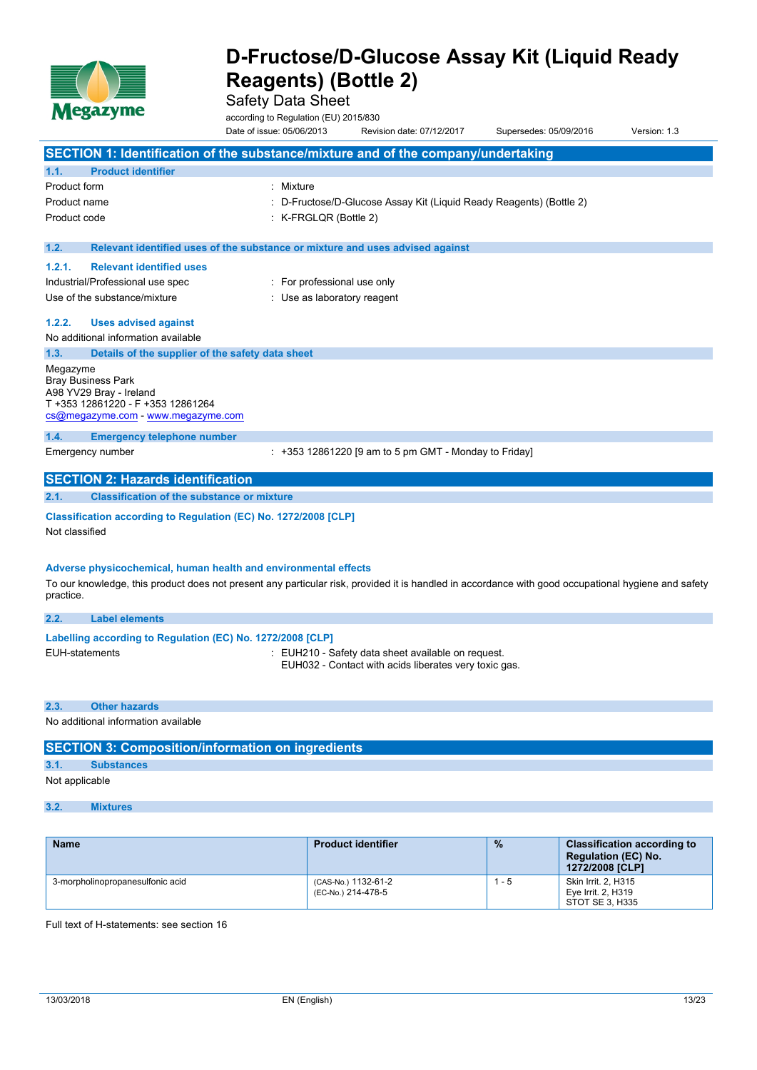# D-Fructose/D-Glucose Assay Kit (Liquid Ready Reagents) (Bottle 2)

Safety Data Sheet

according to Regulation (EU) 2015/830

Date of issue: 05/06/2013 Revision date: 07/12/2017 Supersedes: 05/09/2016 Version: 1.3

## SECTION 1: Identification of the substance/mixture and of the company/undertaking

### 1.1. Product identifier

Product form : Mixture

Product name : D-Fructose/D-Glucose Assay Kit (Liquid Ready Reagents) (Bottle 2)

Product code : K-FRGLQR (Bottle 2)

### 1.2. Relevant identified uses of the substance or mixture and uses advised against

#### 1.2.1. Relevant identified uses

Industrial/Professional use spec : For professional use only

Use of the substance/mixture : Use as laboratory reagent

#### 1.2.2. Uses advised against

No additional information available

### 1.3. Details of the supplier of the safety data sheet

Megazyme
Bray Business Park
A98 YV29 Bray - Ireland
T +353 12861220 - F +353 12861264
cs@megazyme.com - www.megazyme.com

### 1.4. Emergency telephone number

Emergency number : +353 12861220 [9 am to 5 pm GMT - Monday to Friday]

## SECTION 2: Hazards identification

### 2.1. Classification of the substance or mixture

**Classification according to Regulation (EC) No. 1272/2008 [CLP]**

Not classified

**Adverse physicochemical, human health and environmental effects**

To our knowledge, this product does not present any particular risk, provided it is handled in accordance with good occupational hygiene and safety practice.

### 2.2. Label elements

**Labelling according to Regulation (EC) No. 1272/2008 [CLP]**

EUH-statements : EUH210 - Safety data sheet available on request.
EUH032 - Contact with acids liberates very toxic gas.

### 2.3. Other hazards

No additional information available

## SECTION 3: Composition/information on ingredients

### 3.1. Substances

Not applicable

### 3.2. Mixtures

| Name | Product identifier | % | Classification according to Regulation (EC) No. 1272/2008 [CLP] |
|---|---|---|---|
| 3-morpholinopropanesulfonic acid | (CAS-No.) 1132-61-2<br>(EC-No.) 214-478-5 | 1 - 5 | Skin Irrit. 2, H315<br>Eye Irrit. 2, H319<br>STOT SE 3, H335 |

Full text of H-statements: see section 16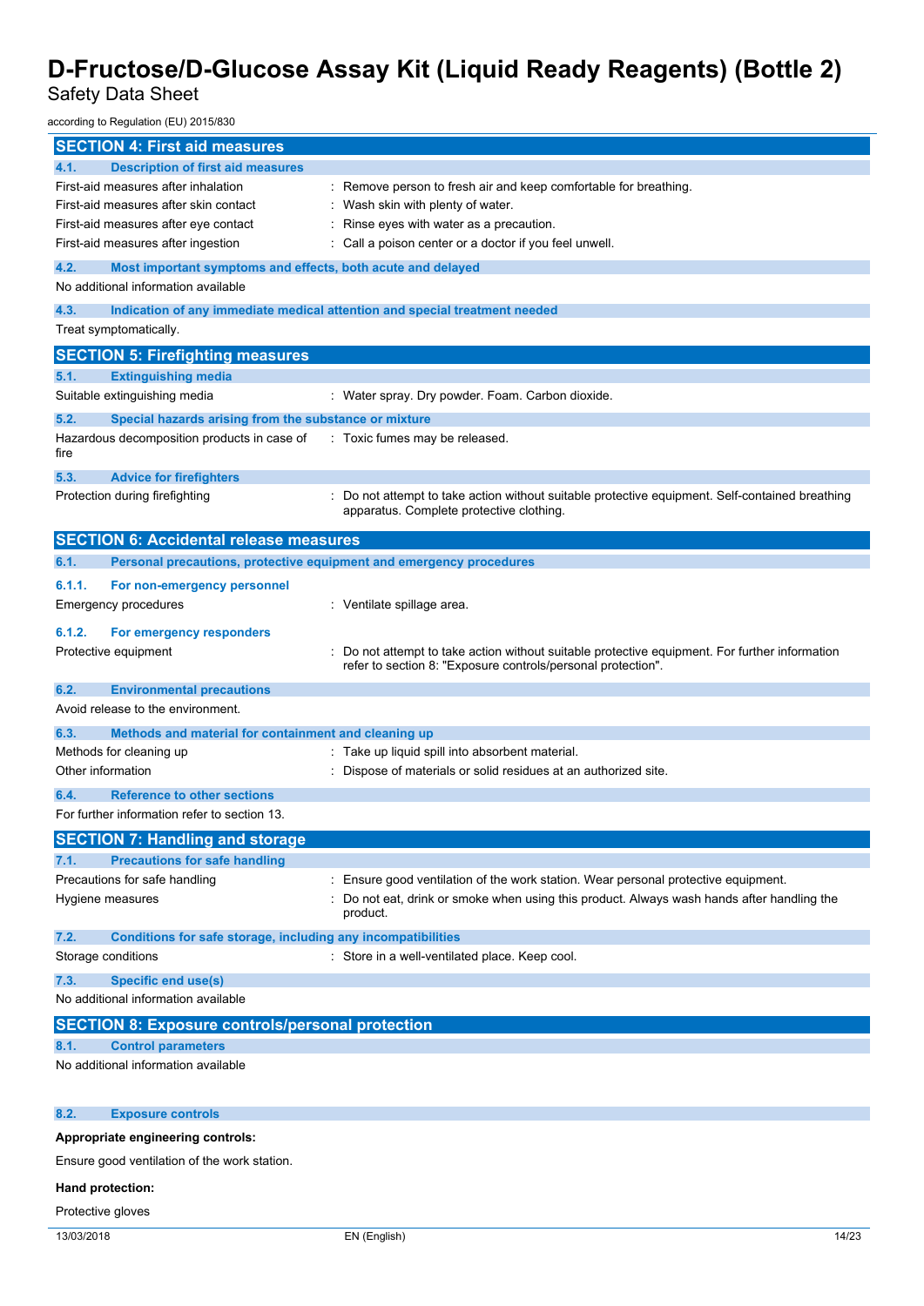## SECTION 4: First aid measures

### 4.1. Description of first aid measures

| | |
|---|---|
| First-aid measures after inhalation | : Remove person to fresh air and keep comfortable for breathing. |
| First-aid measures after skin contact | : Wash skin with plenty of water. |
| First-aid measures after eye contact | : Rinse eyes with water as a precaution. |
| First-aid measures after ingestion | : Call a poison center or a doctor if you feel unwell. |

### 4.2. Most important symptoms and effects, both acute and delayed

No additional information available

### 4.3. Indication of any immediate medical attention and special treatment needed

Treat symptomatically.

## SECTION 5: Firefighting measures

### 5.1. Extinguishing media

| | |
|---|---|
| Suitable extinguishing media | : Water spray. Dry powder. Foam. Carbon dioxide. |

### 5.2. Special hazards arising from the substance or mixture

| | |
|---|---|
| Hazardous decomposition products in case of fire | : Toxic fumes may be released. |

### 5.3. Advice for firefighters

| | |
|---|---|
| Protection during firefighting | : Do not attempt to take action without suitable protective equipment. Self-contained breathing apparatus. Complete protective clothing. |

## SECTION 6: Accidental release measures

### 6.1. Personal precautions, protective equipment and emergency procedures

#### 6.1.1. For non-emergency personnel

| | |
|---|---|
| Emergency procedures | : Ventilate spillage area. |

#### 6.1.2. For emergency responders

| | |
|---|---|
| Protective equipment | : Do not attempt to take action without suitable protective equipment. For further information refer to section 8: "Exposure controls/personal protection". |

### 6.2. Environmental precautions

Avoid release to the environment.

### 6.3. Methods and material for containment and cleaning up

| | |
|---|---|
| Methods for cleaning up | : Take up liquid spill into absorbent material. |
| Other information | : Dispose of materials or solid residues at an authorized site. |

### 6.4. Reference to other sections

For further information refer to section 13.

## SECTION 7: Handling and storage

### 7.1. Precautions for safe handling

| | |
|---|---|
| Precautions for safe handling | : Ensure good ventilation of the work station. Wear personal protective equipment. |
| Hygiene measures | : Do not eat, drink or smoke when using this product. Always wash hands after handling the product. |

### 7.2. Conditions for safe storage, including any incompatibilities

| | |
|---|---|
| Storage conditions | : Store in a well-ventilated place. Keep cool. |

### 7.3. Specific end use(s)

No additional information available

## SECTION 8: Exposure controls/personal protection

### 8.1. Control parameters

No additional information available

### 8.2. Exposure controls

**Appropriate engineering controls:**

Ensure good ventilation of the work station.

**Hand protection:**

Protective gloves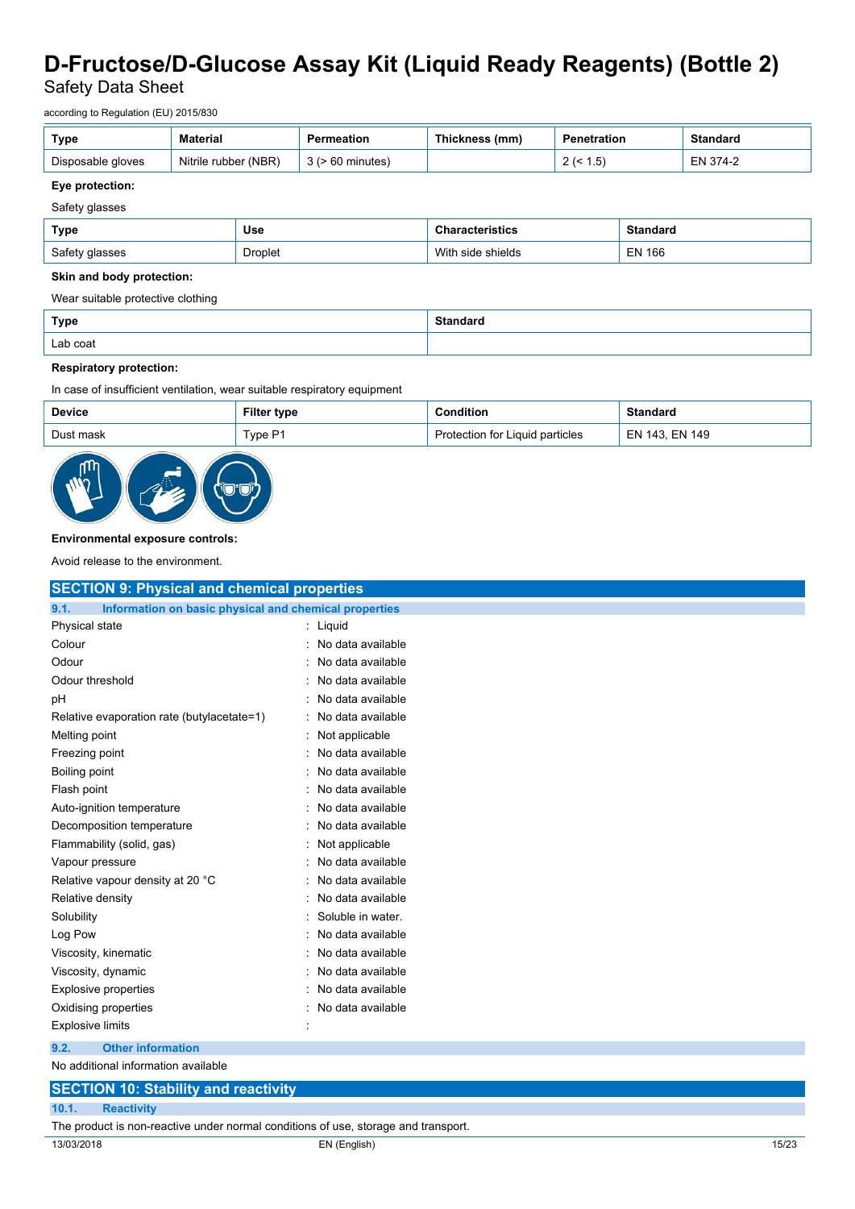| Type | Material | Permeation | Thickness (mm) | Penetration | Standard |
|---|---|---|---|---|---|
| Disposable gloves | Nitrile rubber (NBR) | 3 (> 60 minutes) | | 2 (< 1.5) | EN 374-2 |

**Eye protection:**

Safety glasses

| Type | Use | Characteristics | Standard |
|---|---|---|---|
| Safety glasses | Droplet | With side shields | EN 166 |

**Skin and body protection:**

Wear suitable protective clothing

| Type | Standard |
|---|---|
| Lab coat | |

**Respiratory protection:**

In case of insufficient ventilation, wear suitable respiratory equipment

| Device | Filter type | Condition | Standard |
|---|---|---|---|
| Dust mask | Type P1 | Protection for Liquid particles | EN 143, EN 149 |

**Environmental exposure controls:**

Avoid release to the environment.

## SECTION 9: Physical and chemical properties

### 9.1. Information on basic physical and chemical properties

| | |
|---|---|
| Physical state | : Liquid |
| Colour | : No data available |
| Odour | : No data available |
| Odour threshold | : No data available |
| pH | : No data available |
| Relative evaporation rate (butylacetate=1) | : No data available |
| Melting point | : Not applicable |
| Freezing point | : No data available |
| Boiling point | : No data available |
| Flash point | : No data available |
| Auto-ignition temperature | : No data available |
| Decomposition temperature | : No data available |
| Flammability (solid, gas) | : Not applicable |
| Vapour pressure | : No data available |
| Relative vapour density at 20 °C | : No data available |
| Relative density | : No data available |
| Solubility | : Soluble in water. |
| Log Pow | : No data available |
| Viscosity, kinematic | : No data available |
| Viscosity, dynamic | : No data available |
| Explosive properties | : No data available |
| Oxidising properties | : No data available |
| Explosive limits | : |

### 9.2. Other information

No additional information available

## SECTION 10: Stability and reactivity

### 10.1. Reactivity

The product is non-reactive under normal conditions of use, storage and transport.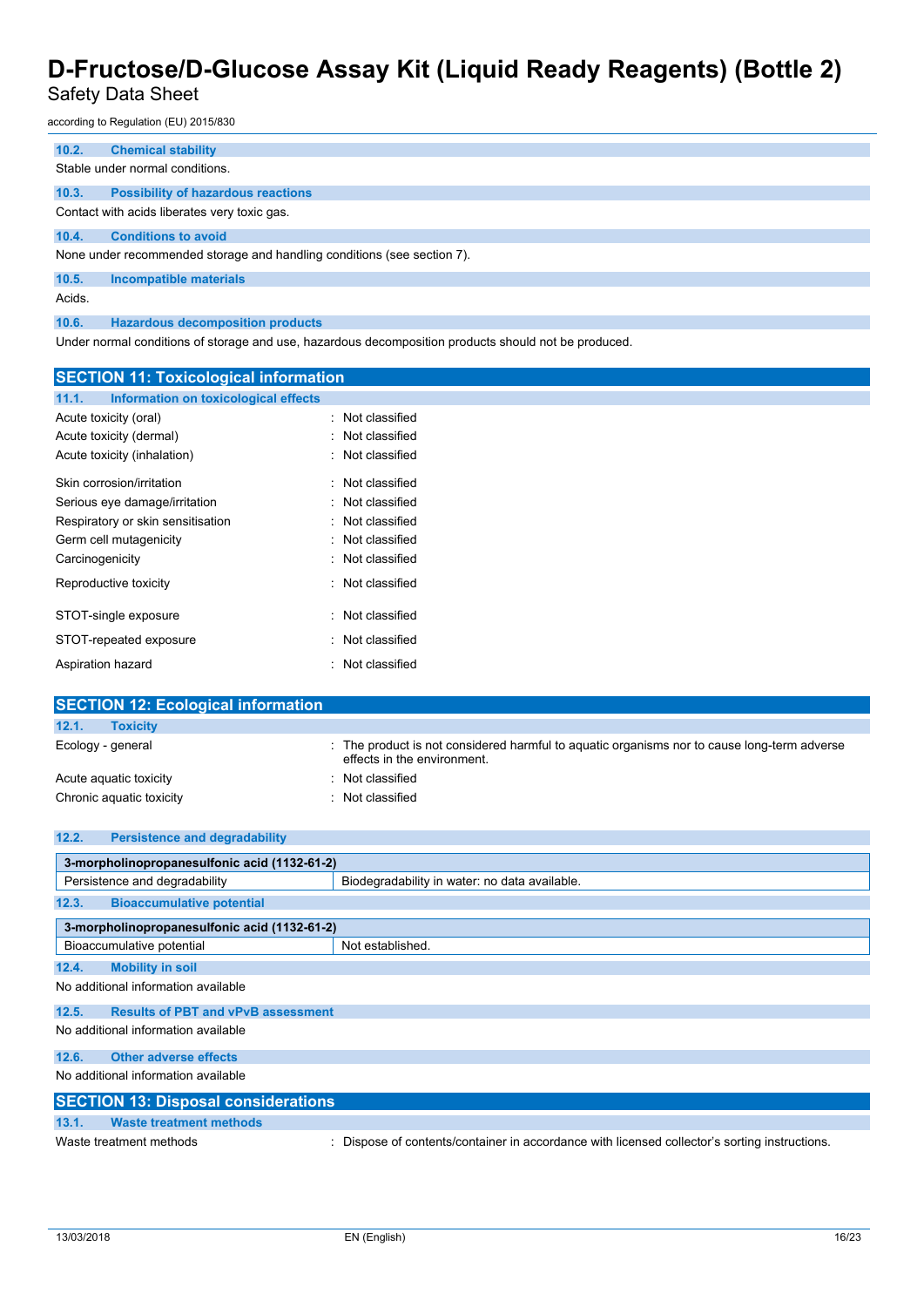### 10.2. Chemical stability

Stable under normal conditions.

### 10.3. Possibility of hazardous reactions

Contact with acids liberates very toxic gas.

### 10.4. Conditions to avoid

None under recommended storage and handling conditions (see section 7).

### 10.5. Incompatible materials

Acids.

### 10.6. Hazardous decomposition products

Under normal conditions of storage and use, hazardous decomposition products should not be produced.

## SECTION 11: Toxicological information

### 11.1. Information on toxicological effects

| | |
|---|---|
| Acute toxicity (oral) | : Not classified |
| Acute toxicity (dermal) | : Not classified |
| Acute toxicity (inhalation) | : Not classified |
| Skin corrosion/irritation | : Not classified |
| Serious eye damage/irritation | : Not classified |
| Respiratory or skin sensitisation | : Not classified |
| Germ cell mutagenicity | : Not classified |
| Carcinogenicity | : Not classified |
| Reproductive toxicity | : Not classified |
| STOT-single exposure | : Not classified |
| STOT-repeated exposure | : Not classified |
| Aspiration hazard | : Not classified |

## SECTION 12: Ecological information

### 12.1. Toxicity

| | |
|---|---|
| Ecology - general | : The product is not considered harmful to aquatic organisms nor to cause long-term adverse effects in the environment. |
| Acute aquatic toxicity | : Not classified |
| Chronic aquatic toxicity | : Not classified |

### 12.2. Persistence and degradability

| 3-morpholinopropanesulfonic acid (1132-61-2) | |
|---|---|
| Persistence and degradability | Biodegradability in water: no data available. |

### 12.3. Bioaccumulative potential

| 3-morpholinopropanesulfonic acid (1132-61-2) | |
|---|---|
| Bioaccumulative potential | Not established. |

### 12.4. Mobility in soil

No additional information available

### 12.5. Results of PBT and vPvB assessment

No additional information available

### 12.6. Other adverse effects

No additional information available

## SECTION 13: Disposal considerations

### 13.1. Waste treatment methods

| | |
|---|---|
| Waste treatment methods | : Dispose of contents/container in accordance with licensed collector's sorting instructions. |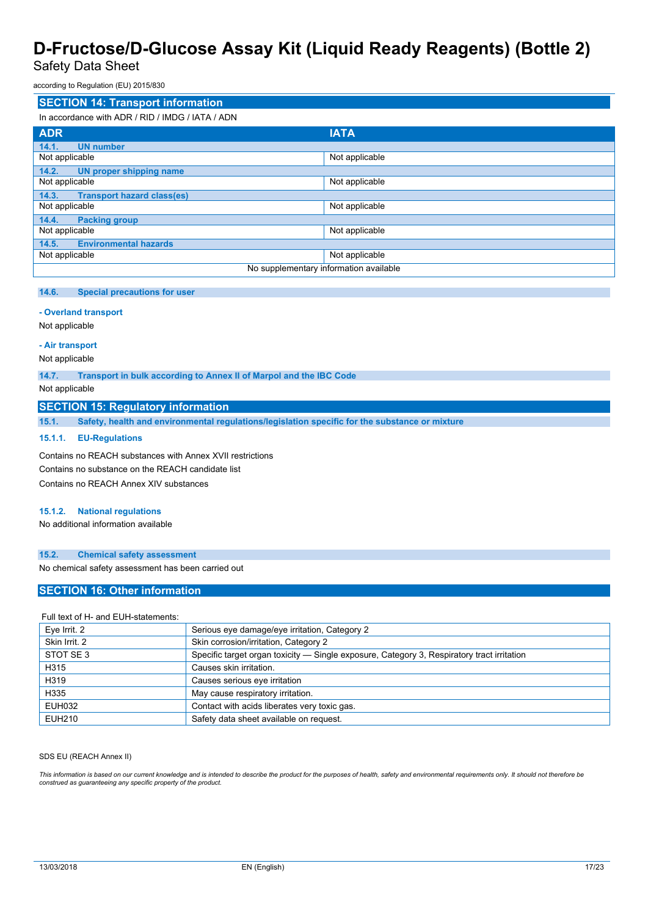## SECTION 14: Transport information

In accordance with ADR / RID / IMDG / IATA / ADN

| ADR | IATA |
|---|---|
| **14.1. UN number** | |
| Not applicable | Not applicable |
| **14.2. UN proper shipping name** | |
| Not applicable | Not applicable |
| **14.3. Transport hazard class(es)** | |
| Not applicable | Not applicable |
| **14.4. Packing group** | |
| Not applicable | Not applicable |
| **14.5. Environmental hazards** | |
| Not applicable | Not applicable |
| No supplementary information available | |

### 14.6. Special precautions for user

**- Overland transport**

Not applicable

**- Air transport**

Not applicable

### 14.7. Transport in bulk according to Annex II of Marpol and the IBC Code

Not applicable

## SECTION 15: Regulatory information

### 15.1. Safety, health and environmental regulations/legislation specific for the substance or mixture

#### 15.1.1. EU-Regulations

Contains no REACH substances with Annex XVII restrictions

Contains no substance on the REACH candidate list

Contains no REACH Annex XIV substances

#### 15.1.2. National regulations

No additional information available

### 15.2. Chemical safety assessment

No chemical safety assessment has been carried out

## SECTION 16: Other information

Full text of H- and EUH-statements:

| | |
|---|---|
| Eye Irrit. 2 | Serious eye damage/eye irritation, Category 2 |
| Skin Irrit. 2 | Skin corrosion/irritation, Category 2 |
| STOT SE 3 | Specific target organ toxicity — Single exposure, Category 3, Respiratory tract irritation |
| H315 | Causes skin irritation. |
| H319 | Causes serious eye irritation |
| H335 | May cause respiratory irritation. |
| EUH032 | Contact with acids liberates very toxic gas. |
| EUH210 | Safety data sheet available on request. |

SDS EU (REACH Annex II)

*This information is based on our current knowledge and is intended to describe the product for the purposes of health, safety and environmental requirements only. It should not therefore be construed as guaranteeing any specific property of the product.*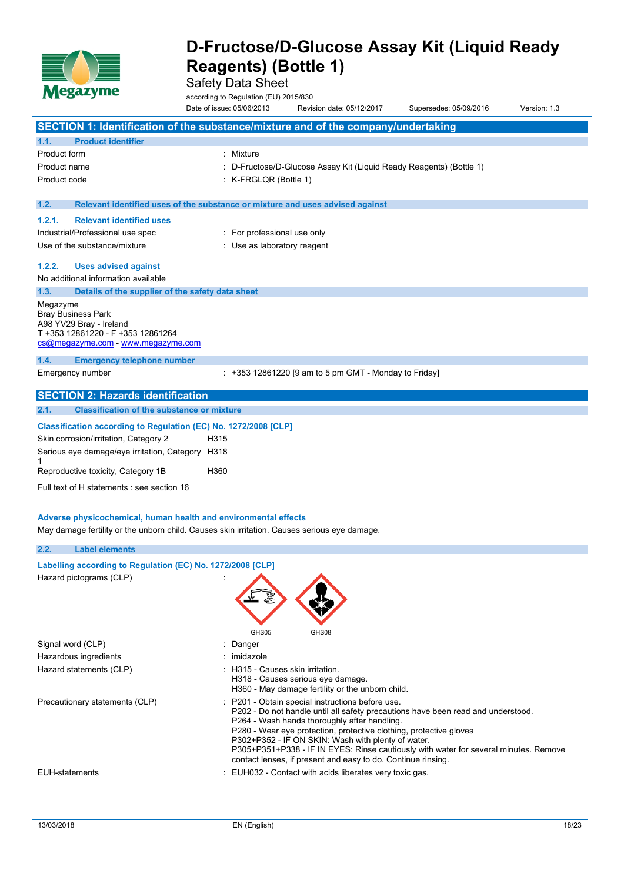# D-Fructose/D-Glucose Assay Kit (Liquid Ready Reagents) (Bottle 1)

Safety Data Sheet

according to Regulation (EU) 2015/830

Date of issue: 05/06/2013 Revision date: 05/12/2017 Supersedes: 05/09/2016 Version: 1.3

## SECTION 1: Identification of the substance/mixture and of the company/undertaking

### 1.1. Product identifier

| | |
|---|---|
| Product form | : Mixture |
| Product name | : D-Fructose/D-Glucose Assay Kit (Liquid Ready Reagents) (Bottle 1) |
| Product code | : K-FRGLQR (Bottle 1) |

### 1.2. Relevant identified uses of the substance or mixture and uses advised against

#### 1.2.1. Relevant identified uses

| | |
|---|---|
| Industrial/Professional use spec | : For professional use only |
| Use of the substance/mixture | : Use as laboratory reagent |

#### 1.2.2. Uses advised against

No additional information available

### 1.3. Details of the supplier of the safety data sheet

Megazyme
Bray Business Park
A98 YV29 Bray - Ireland
T +353 12861220 - F +353 12861264
cs@megazyme.com - www.megazyme.com

### 1.4. Emergency telephone number

| | |
|---|---|
| Emergency number | : +353 12861220 [9 am to 5 pm GMT - Monday to Friday] |

## SECTION 2: Hazards identification

### 2.1. Classification of the substance or mixture

**Classification according to Regulation (EC) No. 1272/2008 [CLP]**

| | |
|---|---|
| Skin corrosion/irritation, Category 2 | H315 |
| Serious eye damage/eye irritation, Category 1 | H318 |
| Reproductive toxicity, Category 1B | H360 |

Full text of H statements : see section 16

**Adverse physicochemical, human health and environmental effects**

May damage fertility or the unborn child. Causes skin irritation. Causes serious eye damage.

### 2.2. Label elements

**Labelling according to Regulation (EC) No. 1272/2008 [CLP]**

Hazard pictograms (CLP) :

GHS05 GHS08

| | |
|---|---|
| Signal word (CLP) | : Danger |
| Hazardous ingredients | : imidazole |
| Hazard statements (CLP) | : H315 - Causes skin irritation.<br>H318 - Causes serious eye damage.<br>H360 - May damage fertility or the unborn child. |
| Precautionary statements (CLP) | : P201 - Obtain special instructions before use.<br>P202 - Do not handle until all safety precautions have been read and understood.<br>P264 - Wash hands thoroughly after handling.<br>P280 - Wear eye protection, protective clothing, protective gloves<br>P302+P352 - IF ON SKIN: Wash with plenty of water.<br>P305+P351+P338 - IF IN EYES: Rinse cautiously with water for several minutes. Remove contact lenses, if present and easy to do. Continue rinsing. |
| EUH-statements | : EUH032 - Contact with acids liberates very toxic gas. |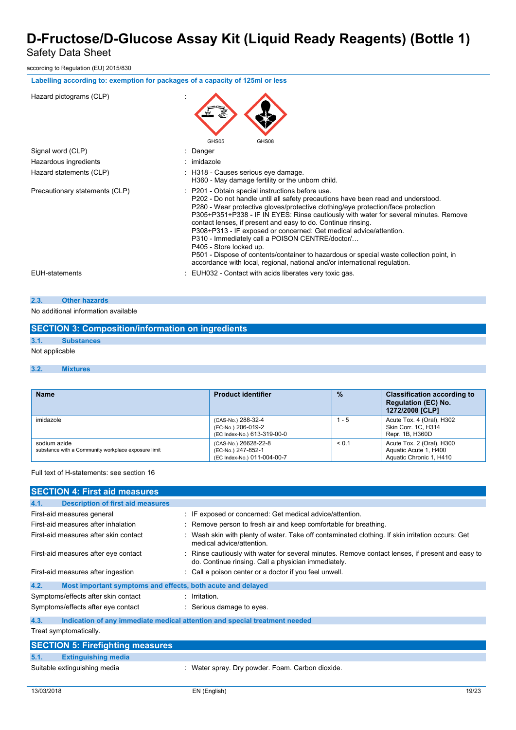# D-Fructose/D-Glucose Assay Kit (Liquid Ready Reagents) (Bottle 1)

Safety Data Sheet

according to Regulation (EU) 2015/830

**Labelling according to: exemption for packages of a capacity of 125ml or less**

| | |
|---|---|
| Hazard pictograms (CLP) | : GHS05 GHS08 |
| Signal word (CLP) | : Danger |
| Hazardous ingredients | : imidazole |
| Hazard statements (CLP) | : H318 - Causes serious eye damage.<br>H360 - May damage fertility or the unborn child. |
| Precautionary statements (CLP) | : P201 - Obtain special instructions before use.<br>P202 - Do not handle until all safety precautions have been read and understood.<br>P280 - Wear protective gloves/protective clothing/eye protection/face protection<br>P305+P351+P338 - IF IN EYES: Rinse cautiously with water for several minutes. Remove contact lenses, if present and easy to do. Continue rinsing.<br>P308+P313 - IF exposed or concerned: Get medical advice/attention.<br>P310 - Immediately call a POISON CENTRE/doctor/…<br>P405 - Store locked up.<br>P501 - Dispose of contents/container to hazardous or special waste collection point, in accordance with local, regional, national and/or international regulation. |
| EUH-statements | : EUH032 - Contact with acids liberates very toxic gas. |

### 2.3. Other hazards

No additional information available

## SECTION 3: Composition/information on ingredients

### 3.1. Substances

Not applicable

### 3.2. Mixtures

| Name | Product identifier | % | Classification according to Regulation (EC) No. 1272/2008 [CLP] |
|---|---|---|---|
| imidazole | (CAS-No.) 288-32-4<br>(EC-No.) 206-019-2<br>(EC Index-No.) 613-319-00-0 | 1 - 5 | Acute Tox. 4 (Oral), H302<br>Skin Corr. 1C, H314<br>Repr. 1B, H360D |
| sodium azide<br>substance with a Community workplace exposure limit | (CAS-No.) 26628-22-8<br>(EC-No.) 247-852-1<br>(EC Index-No.) 011-004-00-7 | < 0.1 | Acute Tox. 2 (Oral), H300<br>Aquatic Acute 1, H400<br>Aquatic Chronic 1, H410 |

Full text of H-statements: see section 16

## SECTION 4: First aid measures

### 4.1. Description of first aid measures

| | |
|---|---|
| First-aid measures general | : IF exposed or concerned: Get medical advice/attention. |
| First-aid measures after inhalation | : Remove person to fresh air and keep comfortable for breathing. |
| First-aid measures after skin contact | : Wash skin with plenty of water. Take off contaminated clothing. If skin irritation occurs: Get medical advice/attention. |
| First-aid measures after eye contact | : Rinse cautiously with water for several minutes. Remove contact lenses, if present and easy to do. Continue rinsing. Call a physician immediately. |
| First-aid measures after ingestion | : Call a poison center or a doctor if you feel unwell. |

### 4.2. Most important symptoms and effects, both acute and delayed

| | |
|---|---|
| Symptoms/effects after skin contact | : Irritation. |
| Symptoms/effects after eye contact | : Serious damage to eyes. |

### 4.3. Indication of any immediate medical attention and special treatment needed

Treat symptomatically.

## SECTION 5: Firefighting measures

### 5.1. Extinguishing media

| | |
|---|---|
| Suitable extinguishing media | : Water spray. Dry powder. Foam. Carbon dioxide. |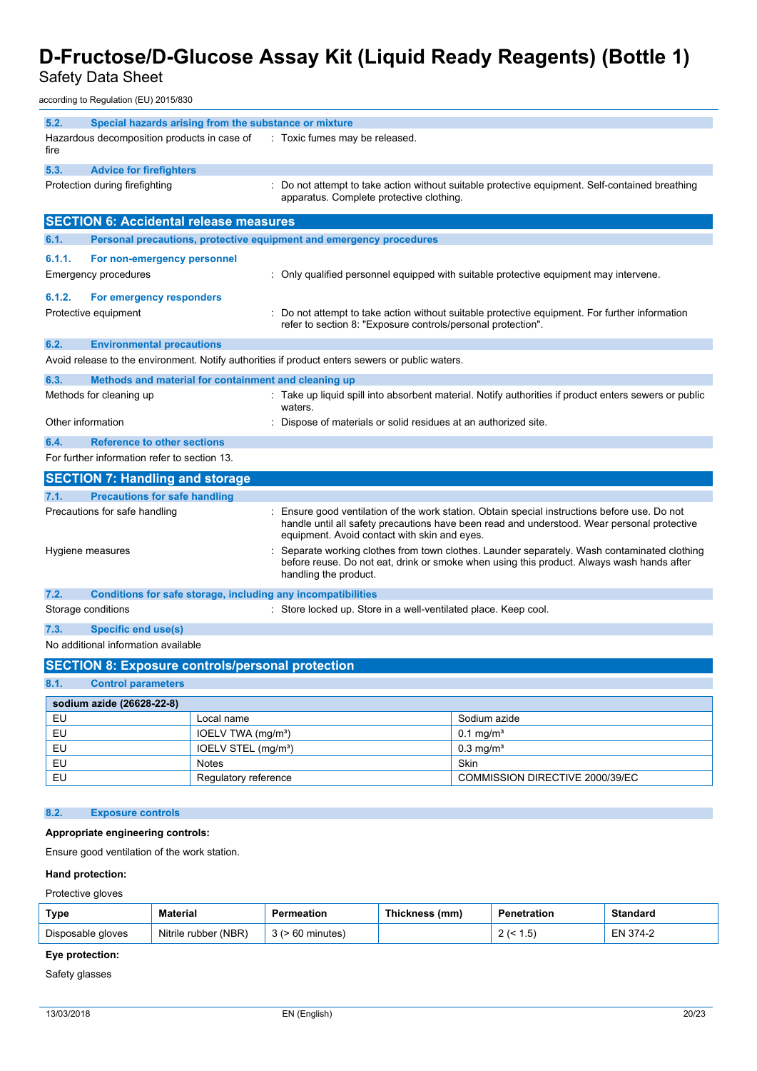### 5.2. Special hazards arising from the substance or mixture

Hazardous decomposition products in case of fire : Toxic fumes may be released.

### 5.3. Advice for firefighters

Protection during firefighting : Do not attempt to take action without suitable protective equipment. Self-contained breathing apparatus. Complete protective clothing.

## SECTION 6: Accidental release measures

### 6.1. Personal precautions, protective equipment and emergency procedures

#### 6.1.1. For non-emergency personnel

Emergency procedures : Only qualified personnel equipped with suitable protective equipment may intervene.

#### 6.1.2. For emergency responders

Protective equipment : Do not attempt to take action without suitable protective equipment. For further information refer to section 8: "Exposure controls/personal protection".

### 6.2. Environmental precautions

Avoid release to the environment. Notify authorities if product enters sewers or public waters.

### 6.3. Methods and material for containment and cleaning up

Methods for cleaning up : Take up liquid spill into absorbent material. Notify authorities if product enters sewers or public waters.

Other information : Dispose of materials or solid residues at an authorized site.

### 6.4. Reference to other sections

For further information refer to section 13.

## SECTION 7: Handling and storage

### 7.1. Precautions for safe handling

Precautions for safe handling : Ensure good ventilation of the work station. Obtain special instructions before use. Do not handle until all safety precautions have been read and understood. Wear personal protective equipment. Avoid contact with skin and eyes.

Hygiene measures : Separate working clothes from town clothes. Launder separately. Wash contaminated clothing before reuse. Do not eat, drink or smoke when using this product. Always wash hands after handling the product.

### 7.2. Conditions for safe storage, including any incompatibilities

Storage conditions : Store locked up. Store in a well-ventilated place. Keep cool.

### 7.3. Specific end use(s)

No additional information available

## SECTION 8: Exposure controls/personal protection

### 8.1. Control parameters

| sodium azide (26628-22-8) | | |
|---|---|---|
| EU | Local name | Sodium azide |
| EU | IOELV TWA (mg/m³) | 0.1 mg/m³ |
| EU | IOELV STEL (mg/m³) | 0.3 mg/m³ |
| EU | Notes | Skin |
| EU | Regulatory reference | COMMISSION DIRECTIVE 2000/39/EC |

### 8.2. Exposure controls

**Appropriate engineering controls:**

Ensure good ventilation of the work station.

**Hand protection:**

Protective gloves

| Type | Material | Permeation | Thickness (mm) | Penetration | Standard |
|---|---|---|---|---|---|
| Disposable gloves | Nitrile rubber (NBR) | 3 (> 60 minutes) | | 2 (< 1.5) | EN 374-2 |

**Eye protection:**

Safety glasses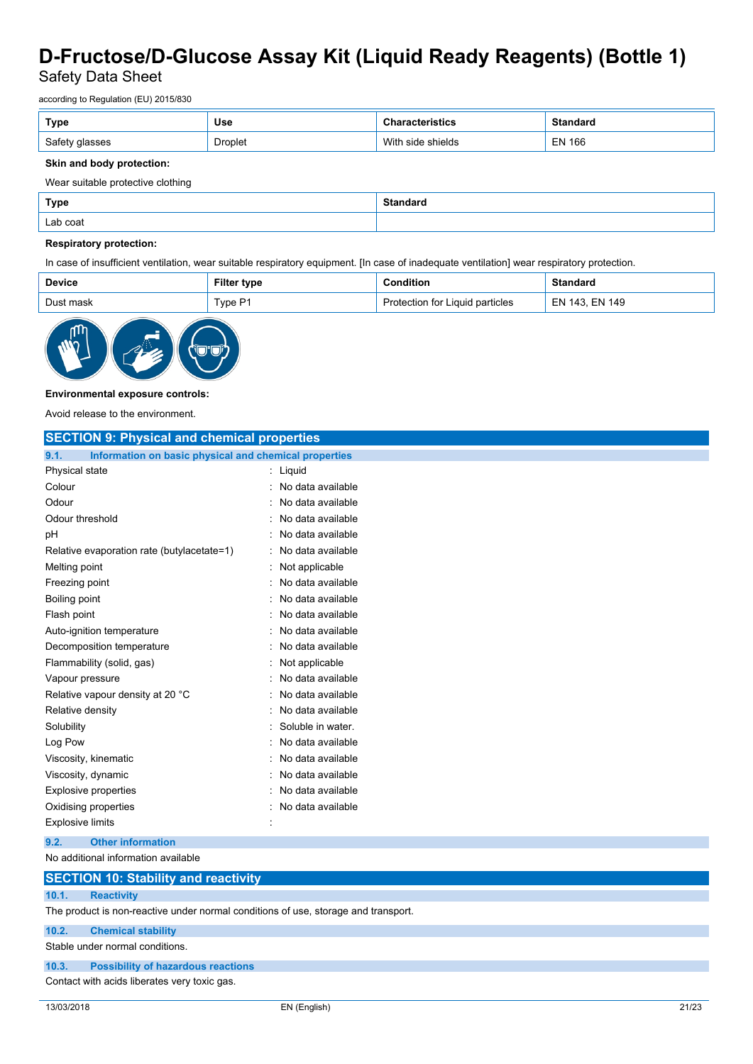| Type | Use | Characteristics | Standard |
|---|---|---|---|
| Safety glasses | Droplet | With side shields | EN 166 |

**Skin and body protection:**

Wear suitable protective clothing

| Type | Standard |
|---|---|
| Lab coat | |

**Respiratory protection:**

In case of insufficient ventilation, wear suitable respiratory equipment. [In case of inadequate ventilation] wear respiratory protection.

| Device | Filter type | Condition | Standard |
|---|---|---|---|
| Dust mask | Type P1 | Protection for Liquid particles | EN 143, EN 149 |

**Environmental exposure controls:**

Avoid release to the environment.

## SECTION 9: Physical and chemical properties

### 9.1. Information on basic physical and chemical properties

| | |
|---|---|
| Physical state | : Liquid |
| Colour | : No data available |
| Odour | : No data available |
| Odour threshold | : No data available |
| pH | : No data available |
| Relative evaporation rate (butylacetate=1) | : No data available |
| Melting point | : Not applicable |
| Freezing point | : No data available |
| Boiling point | : No data available |
| Flash point | : No data available |
| Auto-ignition temperature | : No data available |
| Decomposition temperature | : No data available |
| Flammability (solid, gas) | : Not applicable |
| Vapour pressure | : No data available |
| Relative vapour density at 20 °C | : No data available |
| Relative density | : No data available |
| Solubility | : Soluble in water. |
| Log Pow | : No data available |
| Viscosity, kinematic | : No data available |
| Viscosity, dynamic | : No data available |
| Explosive properties | : No data available |
| Oxidising properties | : No data available |
| Explosive limits | : |

### 9.2. Other information

No additional information available

## SECTION 10: Stability and reactivity

### 10.1. Reactivity

The product is non-reactive under normal conditions of use, storage and transport.

### 10.2. Chemical stability

Stable under normal conditions.

### 10.3. Possibility of hazardous reactions

Contact with acids liberates very toxic gas.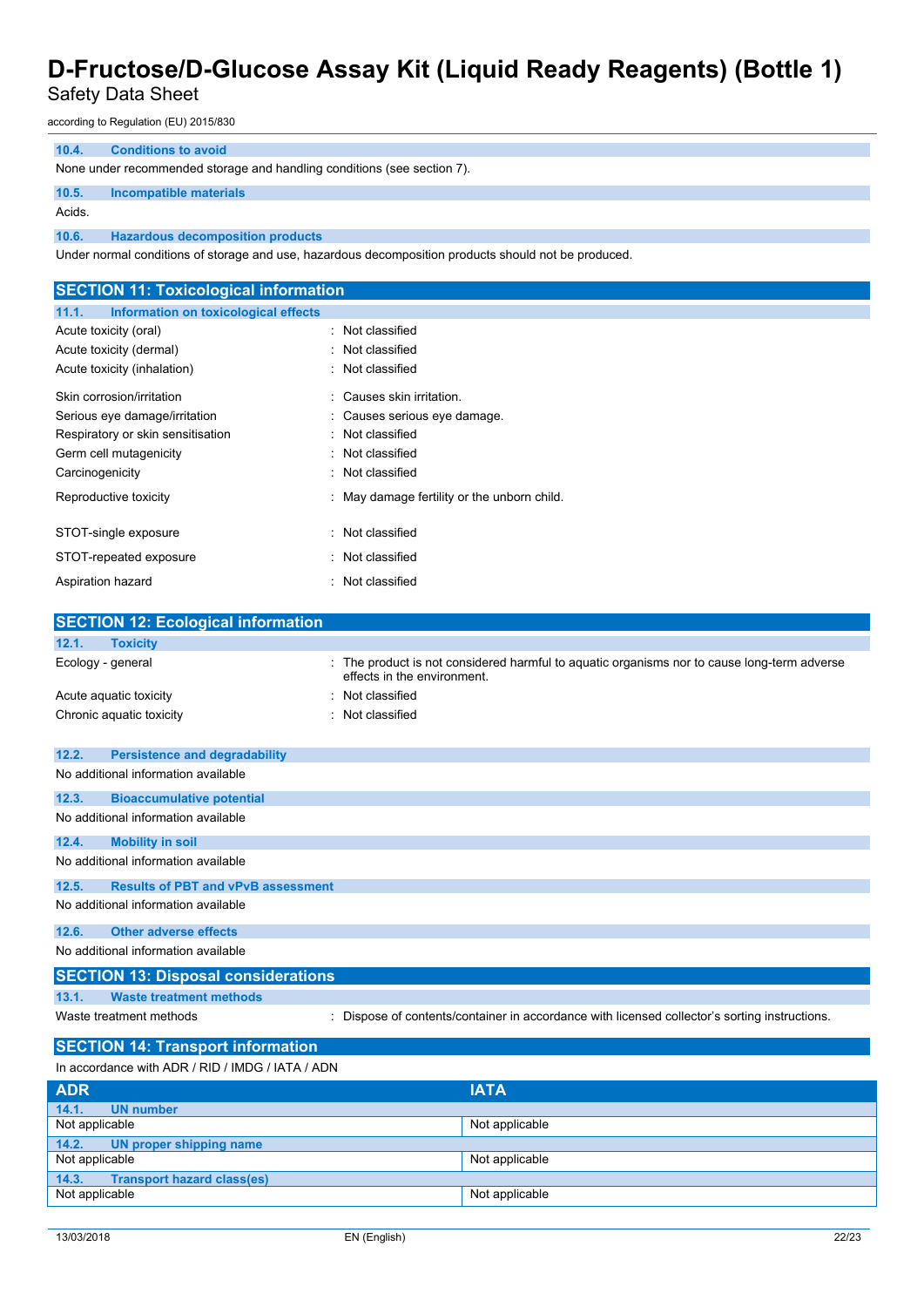### 10.4. Conditions to avoid

None under recommended storage and handling conditions (see section 7).

### 10.5. Incompatible materials

Acids.

### 10.6. Hazardous decomposition products

Under normal conditions of storage and use, hazardous decomposition products should not be produced.

## SECTION 11: Toxicological information

### 11.1. Information on toxicological effects

| | |
|---|---|
| Acute toxicity (oral) | : Not classified |
| Acute toxicity (dermal) | : Not classified |
| Acute toxicity (inhalation) | : Not classified |
| Skin corrosion/irritation | : Causes skin irritation. |
| Serious eye damage/irritation | : Causes serious eye damage. |
| Respiratory or skin sensitisation | : Not classified |
| Germ cell mutagenicity | : Not classified |
| Carcinogenicity | : Not classified |
| Reproductive toxicity | : May damage fertility or the unborn child. |
| STOT-single exposure | : Not classified |
| STOT-repeated exposure | : Not classified |
| Aspiration hazard | : Not classified |

## SECTION 12: Ecological information

### 12.1. Toxicity

| | |
|---|---|
| Ecology - general | : The product is not considered harmful to aquatic organisms nor to cause long-term adverse effects in the environment. |
| Acute aquatic toxicity | : Not classified |
| Chronic aquatic toxicity | : Not classified |

### 12.2. Persistence and degradability

No additional information available

### 12.3. Bioaccumulative potential

No additional information available

### 12.4. Mobility in soil

No additional information available

### 12.5. Results of PBT and vPvB assessment

No additional information available

### 12.6. Other adverse effects

No additional information available

## SECTION 13: Disposal considerations

### 13.1. Waste treatment methods

| | |
|---|---|
| Waste treatment methods | : Dispose of contents/container in accordance with licensed collector's sorting instructions. |

## SECTION 14: Transport information

In accordance with ADR / RID / IMDG / IATA / ADN

| ADR | IATA |
|---|---|
| **14.1. UN number** | |
| Not applicable | Not applicable |
| **14.2. UN proper shipping name** | |
| Not applicable | Not applicable |
| **14.3. Transport hazard class(es)** | |
| Not applicable | Not applicable |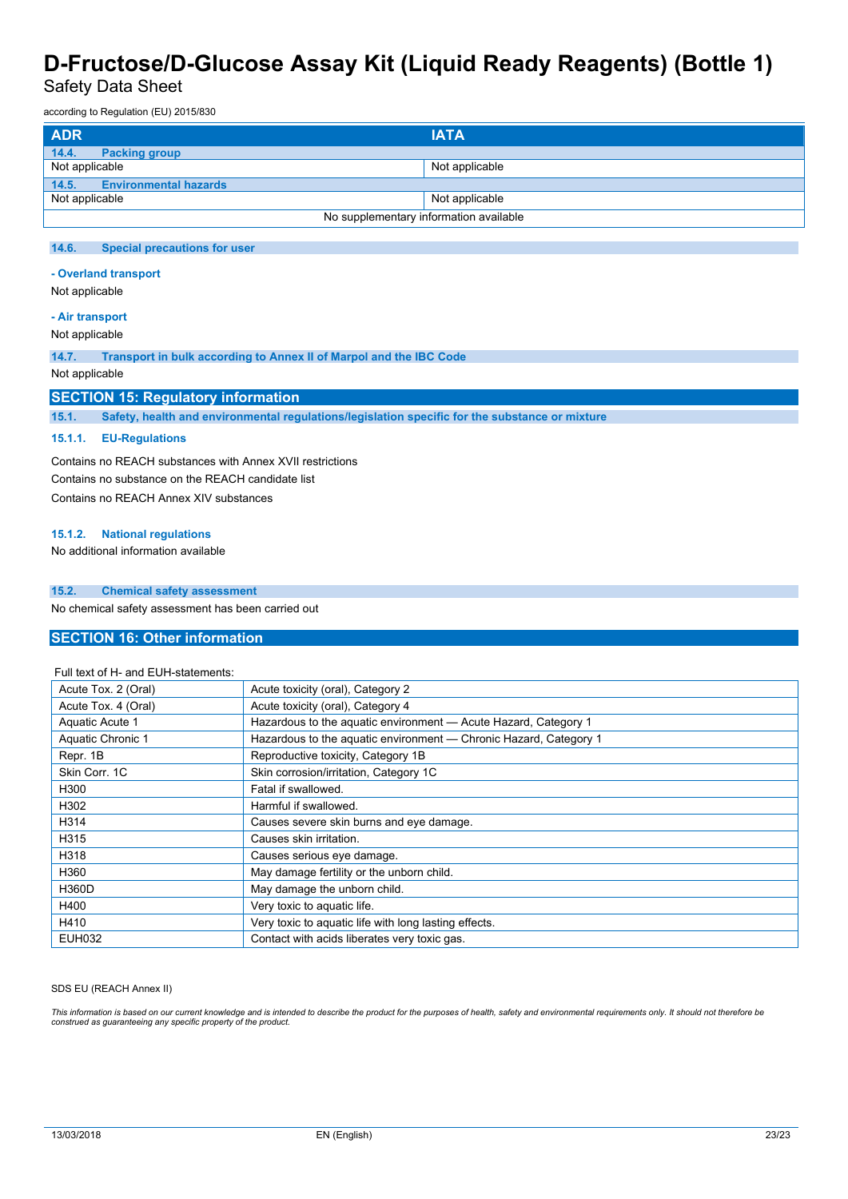| ADR | IATA |
| --- | --- |
| **14.4. Packing group** | |
| Not applicable | Not applicable |
| **14.5. Environmental hazards** | |
| Not applicable | Not applicable |
| No supplementary information available | |

### 14.6. Special precautions for user

**- Overland transport**

Not applicable

**- Air transport**

Not applicable

### 14.7. Transport in bulk according to Annex II of Marpol and the IBC Code

Not applicable

## SECTION 15: Regulatory information

### 15.1. Safety, health and environmental regulations/legislation specific for the substance or mixture

#### 15.1.1. EU-Regulations

Contains no REACH substances with Annex XVII restrictions

Contains no substance on the REACH candidate list

Contains no REACH Annex XIV substances

#### 15.1.2. National regulations

No additional information available

### 15.2. Chemical safety assessment

No chemical safety assessment has been carried out

## SECTION 16: Other information

Full text of H- and EUH-statements:

| | |
| --- | --- |
| Acute Tox. 2 (Oral) | Acute toxicity (oral), Category 2 |
| Acute Tox. 4 (Oral) | Acute toxicity (oral), Category 4 |
| Aquatic Acute 1 | Hazardous to the aquatic environment — Acute Hazard, Category 1 |
| Aquatic Chronic 1 | Hazardous to the aquatic environment — Chronic Hazard, Category 1 |
| Repr. 1B | Reproductive toxicity, Category 1B |
| Skin Corr. 1C | Skin corrosion/irritation, Category 1C |
| H300 | Fatal if swallowed. |
| H302 | Harmful if swallowed. |
| H314 | Causes severe skin burns and eye damage. |
| H315 | Causes skin irritation. |
| H318 | Causes serious eye damage. |
| H360 | May damage fertility or the unborn child. |
| H360D | May damage the unborn child. |
| H400 | Very toxic to aquatic life. |
| H410 | Very toxic to aquatic life with long lasting effects. |
| EUH032 | Contact with acids liberates very toxic gas. |

SDS EU (REACH Annex II)

*This information is based on our current knowledge and is intended to describe the product for the purposes of health, safety and environmental requirements only. It should not therefore be construed as guaranteeing any specific property of the product.*